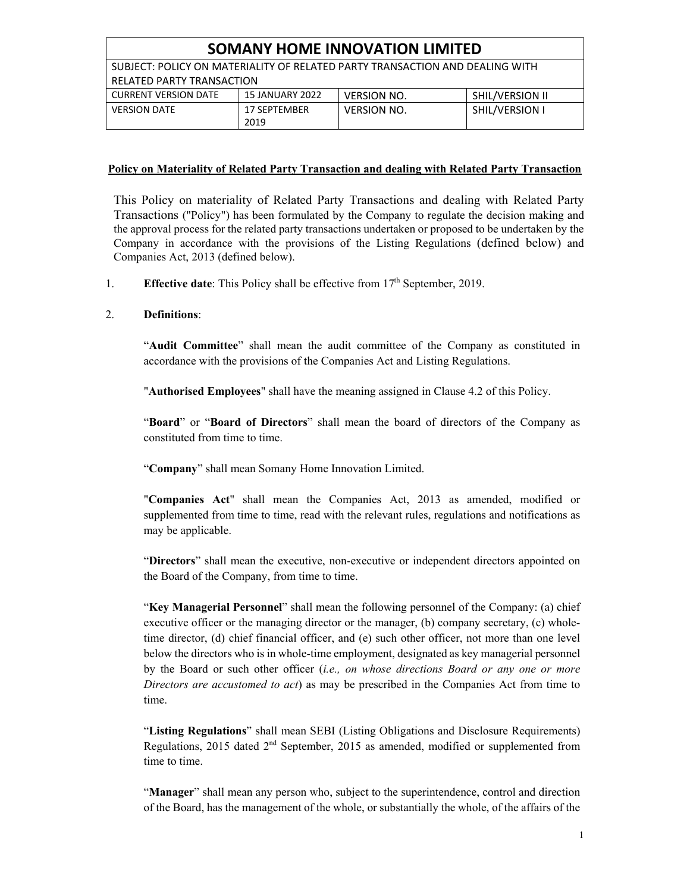| SOMANY HOME INNOVATION LIMITED | | | |
|---|---|---|---|
| SUBJECT: POLICY ON MATERIALITY OF RELATED PARTY TRANSACTION AND DEALING WITH RELATED PARTY TRANSACTION | | | |
| CURRENT VERSION DATE | 15 JANUARY 2022 | VERSION NO. | SHIL/VERSION II |
| VERSION DATE | 17 SEPTEMBER 2019 | VERSION NO. | SHIL/VERSION I |

## Policy on Materiality of Related Party Transaction and dealing with Related Party Transaction

This Policy on materiality of Related Party Transactions and dealing with Related Party Transactions ("Policy") has been formulated by the Company to regulate the decision making and the approval process for the related party transactions undertaken or proposed to be undertaken by the Company in accordance with the provisions of the Listing Regulations (defined below) and Companies Act, 2013 (defined below).

1. **Effective date**: This Policy shall be effective from 17th September, 2019.

2. **Definitions**:

"**Audit Committee**" shall mean the audit committee of the Company as constituted in accordance with the provisions of the Companies Act and Listing Regulations.

"**Authorised Employees**" shall have the meaning assigned in Clause 4.2 of this Policy.

"**Board**" or "**Board of Directors**" shall mean the board of directors of the Company as constituted from time to time.

"**Company**" shall mean Somany Home Innovation Limited.

"**Companies Act**" shall mean the Companies Act, 2013 as amended, modified or supplemented from time to time, read with the relevant rules, regulations and notifications as may be applicable.

"**Directors**" shall mean the executive, non-executive or independent directors appointed on the Board of the Company, from time to time.

"**Key Managerial Personnel**" shall mean the following personnel of the Company: (a) chief executive officer or the managing director or the manager, (b) company secretary, (c) whole-time director, (d) chief financial officer, and (e) such other officer, not more than one level below the directors who is in whole-time employment, designated as key managerial personnel by the Board or such other officer (*i.e., on whose directions Board or any one or more Directors are accustomed to act*) as may be prescribed in the Companies Act from time to time.

"**Listing Regulations**" shall mean SEBI (Listing Obligations and Disclosure Requirements) Regulations, 2015 dated 2nd September, 2015 as amended, modified or supplemented from time to time.

"**Manager**" shall mean any person who, subject to the superintendence, control and direction of the Board, has the management of the whole, or substantially the whole, of the affairs of the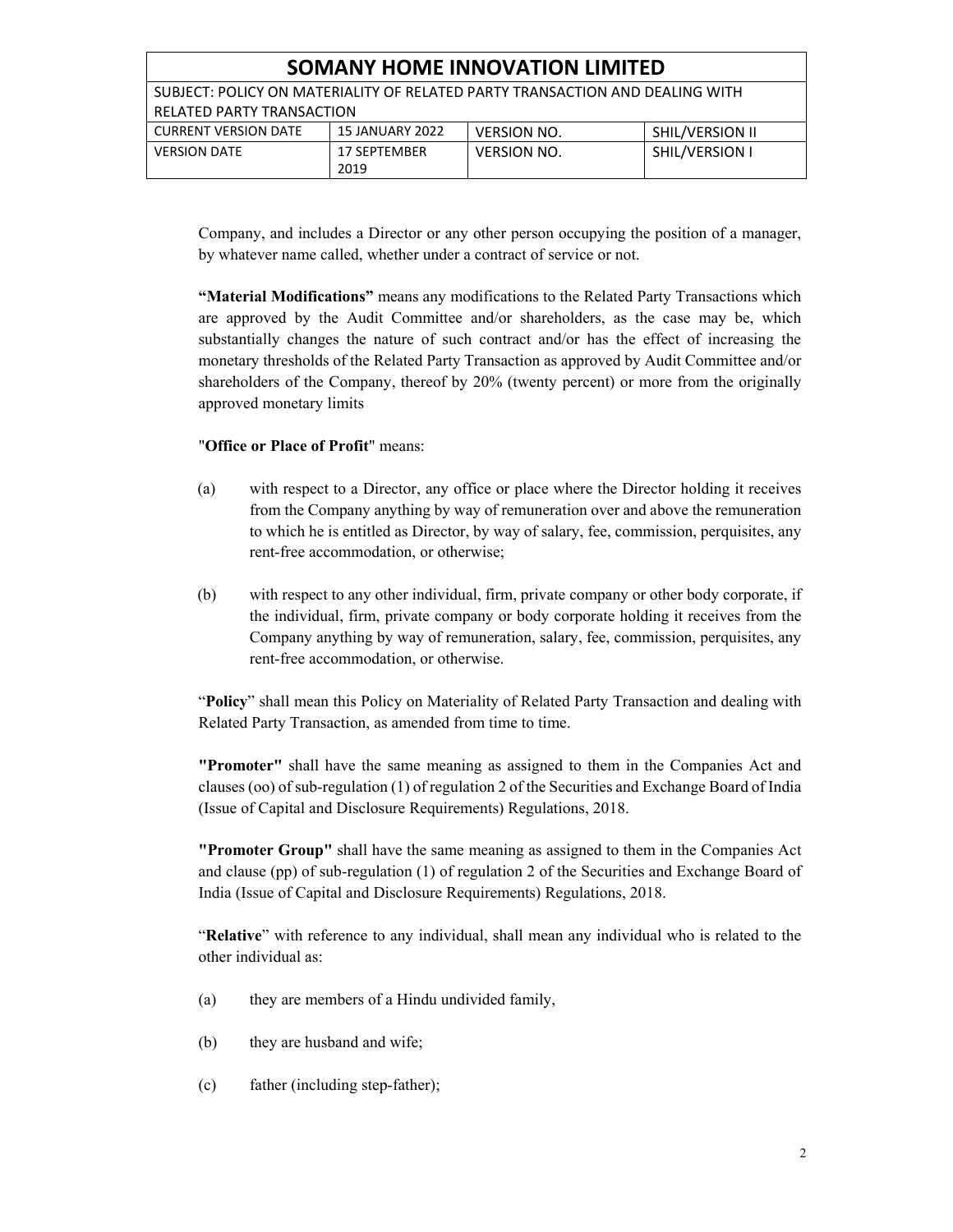Company, and includes a Director or any other person occupying the position of a manager, by whatever name called, whether under a contract of service or not.

**"Material Modifications"** means any modifications to the Related Party Transactions which are approved by the Audit Committee and/or shareholders, as the case may be, which substantially changes the nature of such contract and/or has the effect of increasing the monetary thresholds of the Related Party Transaction as approved by Audit Committee and/or shareholders of the Company, thereof by 20% (twenty percent) or more from the originally approved monetary limits

"**Office or Place of Profit**" means:

(a) with respect to a Director, any office or place where the Director holding it receives from the Company anything by way of remuneration over and above the remuneration to which he is entitled as Director, by way of salary, fee, commission, perquisites, any rent-free accommodation, or otherwise;

(b) with respect to any other individual, firm, private company or other body corporate, if the individual, firm, private company or body corporate holding it receives from the Company anything by way of remuneration, salary, fee, commission, perquisites, any rent-free accommodation, or otherwise.

"**Policy**" shall mean this Policy on Materiality of Related Party Transaction and dealing with Related Party Transaction, as amended from time to time.

**"Promoter"** shall have the same meaning as assigned to them in the Companies Act and clauses (oo) of sub-regulation (1) of regulation 2 of the Securities and Exchange Board of India (Issue of Capital and Disclosure Requirements) Regulations, 2018.

**"Promoter Group"** shall have the same meaning as assigned to them in the Companies Act and clause (pp) of sub-regulation (1) of regulation 2 of the Securities and Exchange Board of India (Issue of Capital and Disclosure Requirements) Regulations, 2018.

"**Relative**" with reference to any individual, shall mean any individual who is related to the other individual as:

(a) they are members of a Hindu undivided family,

(b) they are husband and wife;

(c) father (including step-father);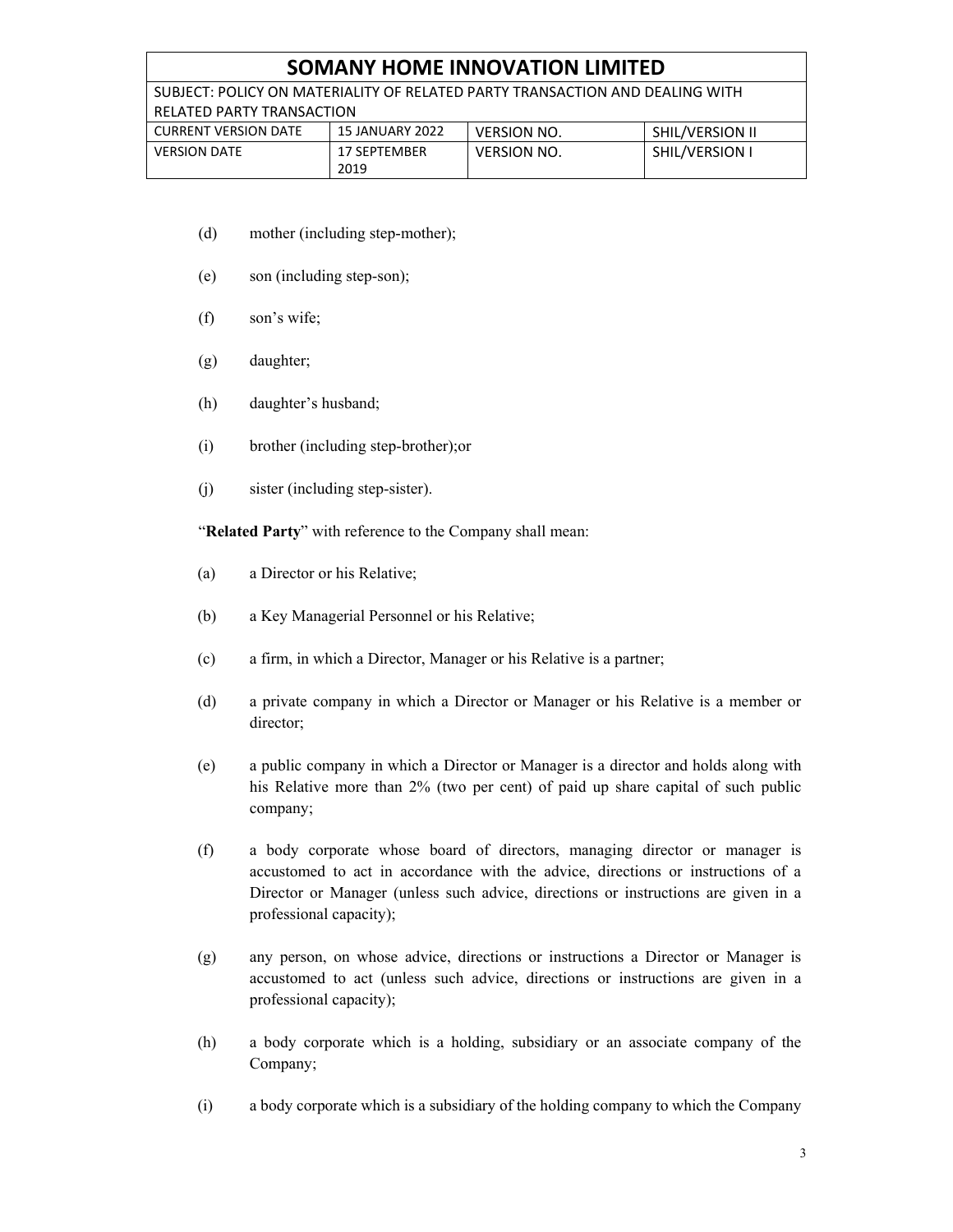(d) mother (including step-mother);

(e) son (including step-son);

(f) son's wife;

(g) daughter;

(h) daughter's husband;

(i) brother (including step-brother);or

(j) sister (including step-sister).

"**Related Party**" with reference to the Company shall mean:

(a) a Director or his Relative;

(b) a Key Managerial Personnel or his Relative;

(c) a firm, in which a Director, Manager or his Relative is a partner;

(d) a private company in which a Director or Manager or his Relative is a member or director;

(e) a public company in which a Director or Manager is a director and holds along with his Relative more than 2% (two per cent) of paid up share capital of such public company;

(f) a body corporate whose board of directors, managing director or manager is accustomed to act in accordance with the advice, directions or instructions of a Director or Manager (unless such advice, directions or instructions are given in a professional capacity);

(g) any person, on whose advice, directions or instructions a Director or Manager is accustomed to act (unless such advice, directions or instructions are given in a professional capacity);

(h) a body corporate which is a holding, subsidiary or an associate company of the Company;

(i) a body corporate which is a subsidiary of the holding company to which the Company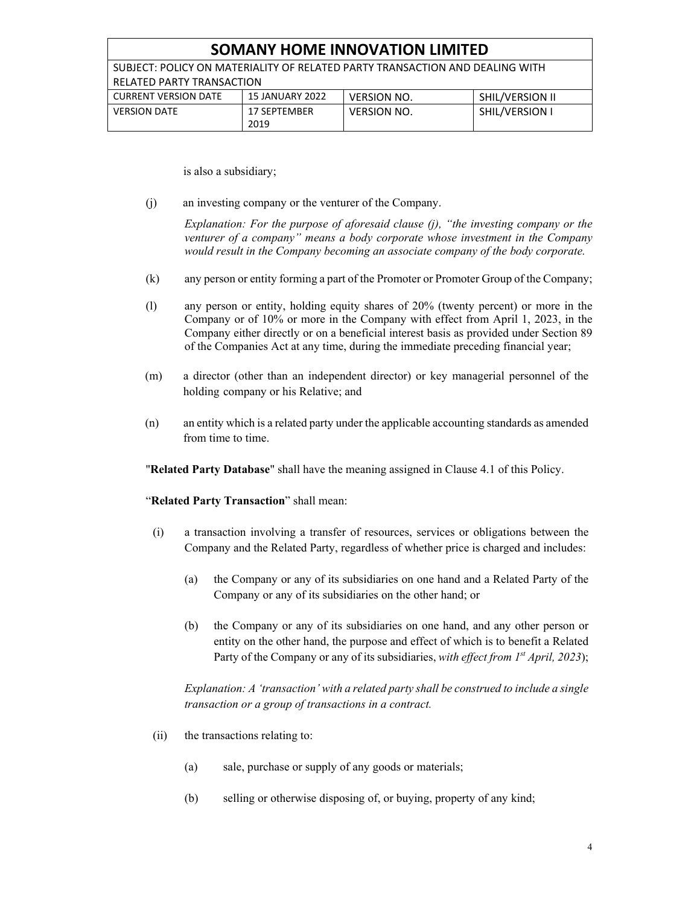is also a subsidiary;

(j) an investing company or the venturer of the Company.

*Explanation: For the purpose of aforesaid clause (j), "the investing company or the venturer of a company" means a body corporate whose investment in the Company would result in the Company becoming an associate company of the body corporate.*

(k) any person or entity forming a part of the Promoter or Promoter Group of the Company;

(l) any person or entity, holding equity shares of 20% (twenty percent) or more in the Company or of 10% or more in the Company with effect from April 1, 2023, in the Company either directly or on a beneficial interest basis as provided under Section 89 of the Companies Act at any time, during the immediate preceding financial year;

(m) a director (other than an independent director) or key managerial personnel of the holding company or his Relative; and

(n) an entity which is a related party under the applicable accounting standards as amended from time to time.

"**Related Party Database**" shall have the meaning assigned in Clause 4.1 of this Policy.

"**Related Party Transaction**" shall mean:

(i) a transaction involving a transfer of resources, services or obligations between the Company and the Related Party, regardless of whether price is charged and includes:

  (a) the Company or any of its subsidiaries on one hand and a Related Party of the Company or any of its subsidiaries on the other hand; or

  (b) the Company or any of its subsidiaries on one hand, and any other person or entity on the other hand, the purpose and effect of which is to benefit a Related Party of the Company or any of its subsidiaries, *with effect from 1st April, 2023*);

*Explanation: A 'transaction' with a related party shall be construed to include a single transaction or a group of transactions in a contract.*

(ii) the transactions relating to:

  (a) sale, purchase or supply of any goods or materials;

  (b) selling or otherwise disposing of, or buying, property of any kind;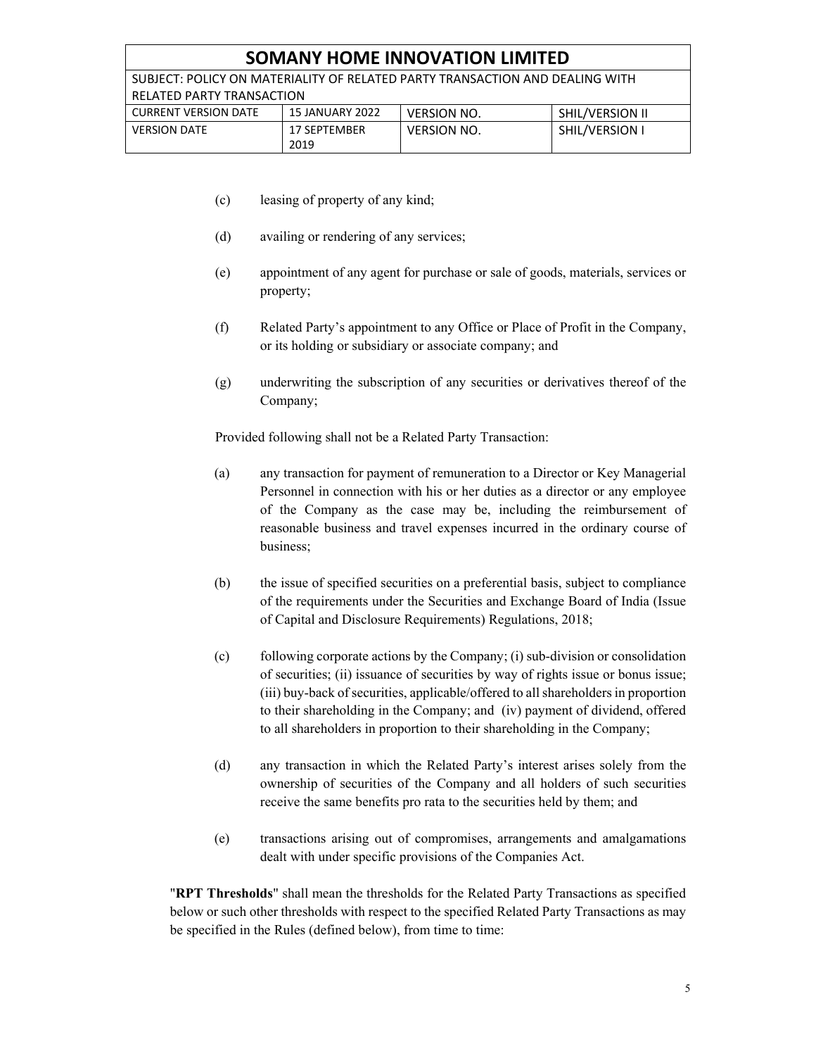(c) leasing of property of any kind;

(d) availing or rendering of any services;

(e) appointment of any agent for purchase or sale of goods, materials, services or property;

(f) Related Party's appointment to any Office or Place of Profit in the Company, or its holding or subsidiary or associate company; and

(g) underwriting the subscription of any securities or derivatives thereof of the Company;

Provided following shall not be a Related Party Transaction:

(a) any transaction for payment of remuneration to a Director or Key Managerial Personnel in connection with his or her duties as a director or any employee of the Company as the case may be, including the reimbursement of reasonable business and travel expenses incurred in the ordinary course of business;

(b) the issue of specified securities on a preferential basis, subject to compliance of the requirements under the Securities and Exchange Board of India (Issue of Capital and Disclosure Requirements) Regulations, 2018;

(c) following corporate actions by the Company; (i) sub-division or consolidation of securities; (ii) issuance of securities by way of rights issue or bonus issue; (iii) buy-back of securities, applicable/offered to all shareholders in proportion to their shareholding in the Company; and (iv) payment of dividend, offered to all shareholders in proportion to their shareholding in the Company;

(d) any transaction in which the Related Party's interest arises solely from the ownership of securities of the Company and all holders of such securities receive the same benefits pro rata to the securities held by them; and

(e) transactions arising out of compromises, arrangements and amalgamations dealt with under specific provisions of the Companies Act.

"**RPT Thresholds**" shall mean the thresholds for the Related Party Transactions as specified below or such other thresholds with respect to the specified Related Party Transactions as may be specified in the Rules (defined below), from time to time: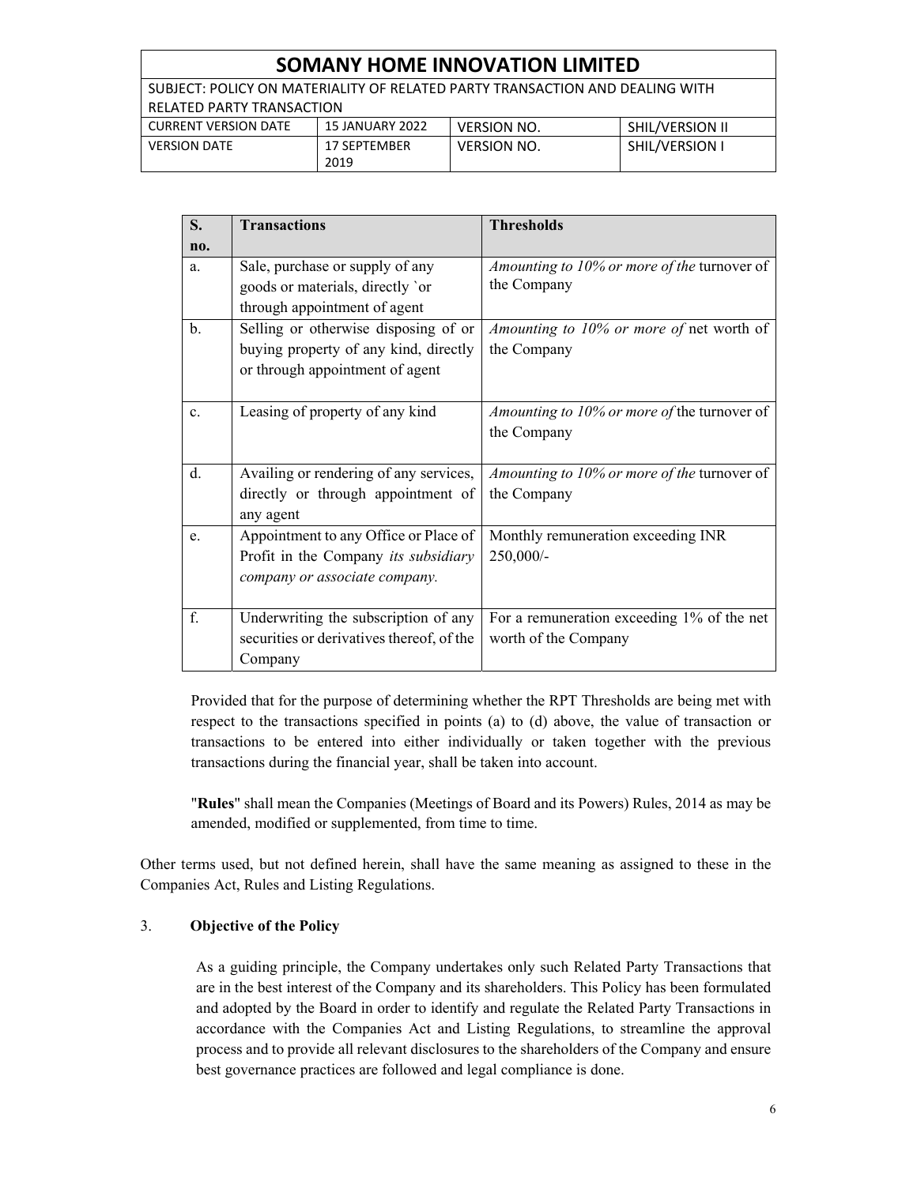| S. no. | Transactions | Thresholds |
|---|---|---|
| a. | Sale, purchase or supply of any goods or materials, directly `or through appointment of agent | *Amounting to 10% or more of the* turnover of the Company |
| b. | Selling or otherwise disposing of or buying property of any kind, directly or through appointment of agent | *Amounting to 10% or more of* net worth of the Company |
| c. | Leasing of property of any kind | *Amounting to 10% or more of* the turnover of the Company |
| d. | Availing or rendering of any services, directly or through appointment of any agent | *Amounting to 10% or more of the* turnover of the Company |
| e. | Appointment to any Office or Place of Profit in the Company *its subsidiary company or associate company.* | Monthly remuneration exceeding INR 250,000/- |
| f. | Underwriting the subscription of any securities or derivatives thereof, of the Company | For a remuneration exceeding 1% of the net worth of the Company |

Provided that for the purpose of determining whether the RPT Thresholds are being met with respect to the transactions specified in points (a) to (d) above, the value of transaction or transactions to be entered into either individually or taken together with the previous transactions during the financial year, shall be taken into account.

"**Rules**" shall mean the Companies (Meetings of Board and its Powers) Rules, 2014 as may be amended, modified or supplemented, from time to time.

Other terms used, but not defined herein, shall have the same meaning as assigned to these in the Companies Act, Rules and Listing Regulations.

## 3. Objective of the Policy

As a guiding principle, the Company undertakes only such Related Party Transactions that are in the best interest of the Company and its shareholders. This Policy has been formulated and adopted by the Board in order to identify and regulate the Related Party Transactions in accordance with the Companies Act and Listing Regulations, to streamline the approval process and to provide all relevant disclosures to the shareholders of the Company and ensure best governance practices are followed and legal compliance is done.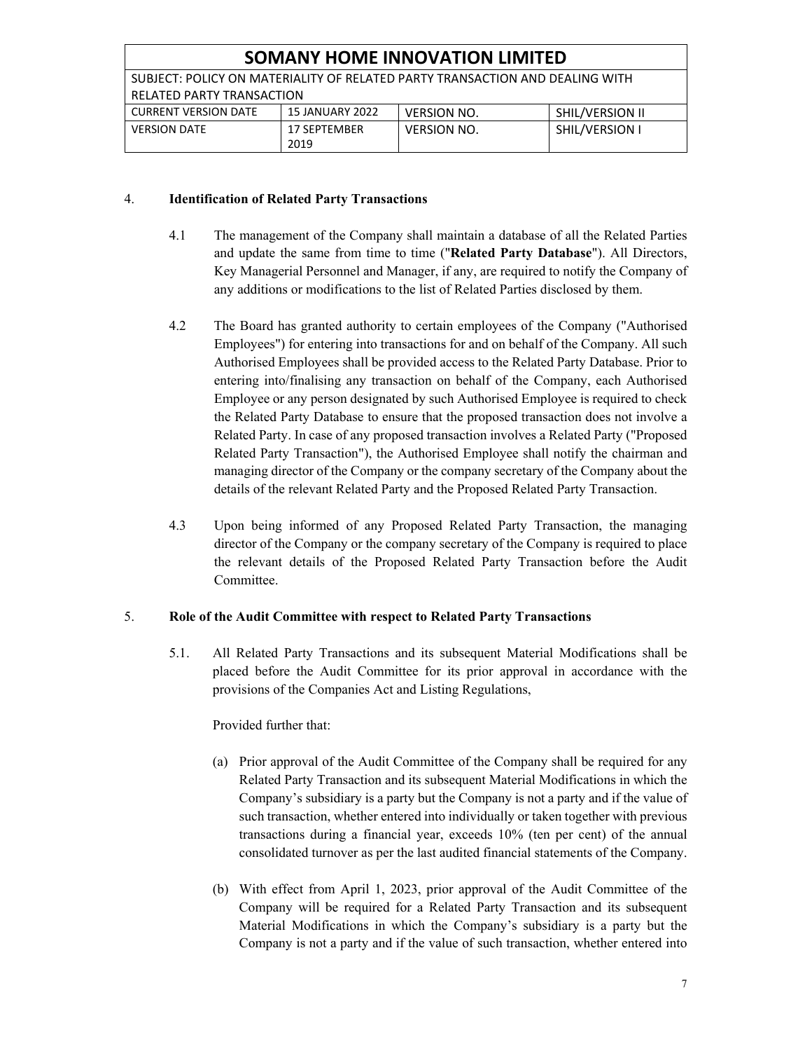## 4. Identification of Related Party Transactions

4.1 The management of the Company shall maintain a database of all the Related Parties and update the same from time to time ("**Related Party Database**"). All Directors, Key Managerial Personnel and Manager, if any, are required to notify the Company of any additions or modifications to the list of Related Parties disclosed by them.

4.2 The Board has granted authority to certain employees of the Company ("Authorised Employees") for entering into transactions for and on behalf of the Company. All such Authorised Employees shall be provided access to the Related Party Database. Prior to entering into/finalising any transaction on behalf of the Company, each Authorised Employee or any person designated by such Authorised Employee is required to check the Related Party Database to ensure that the proposed transaction does not involve a Related Party. In case of any proposed transaction involves a Related Party ("Proposed Related Party Transaction"), the Authorised Employee shall notify the chairman and managing director of the Company or the company secretary of the Company about the details of the relevant Related Party and the Proposed Related Party Transaction.

4.3 Upon being informed of any Proposed Related Party Transaction, the managing director of the Company or the company secretary of the Company is required to place the relevant details of the Proposed Related Party Transaction before the Audit Committee.

## 5. Role of the Audit Committee with respect to Related Party Transactions

5.1. All Related Party Transactions and its subsequent Material Modifications shall be placed before the Audit Committee for its prior approval in accordance with the provisions of the Companies Act and Listing Regulations,

Provided further that:

(a) Prior approval of the Audit Committee of the Company shall be required for any Related Party Transaction and its subsequent Material Modifications in which the Company's subsidiary is a party but the Company is not a party and if the value of such transaction, whether entered into individually or taken together with previous transactions during a financial year, exceeds 10% (ten per cent) of the annual consolidated turnover as per the last audited financial statements of the Company.

(b) With effect from April 1, 2023, prior approval of the Audit Committee of the Company will be required for a Related Party Transaction and its subsequent Material Modifications in which the Company's subsidiary is a party but the Company is not a party and if the value of such transaction, whether entered into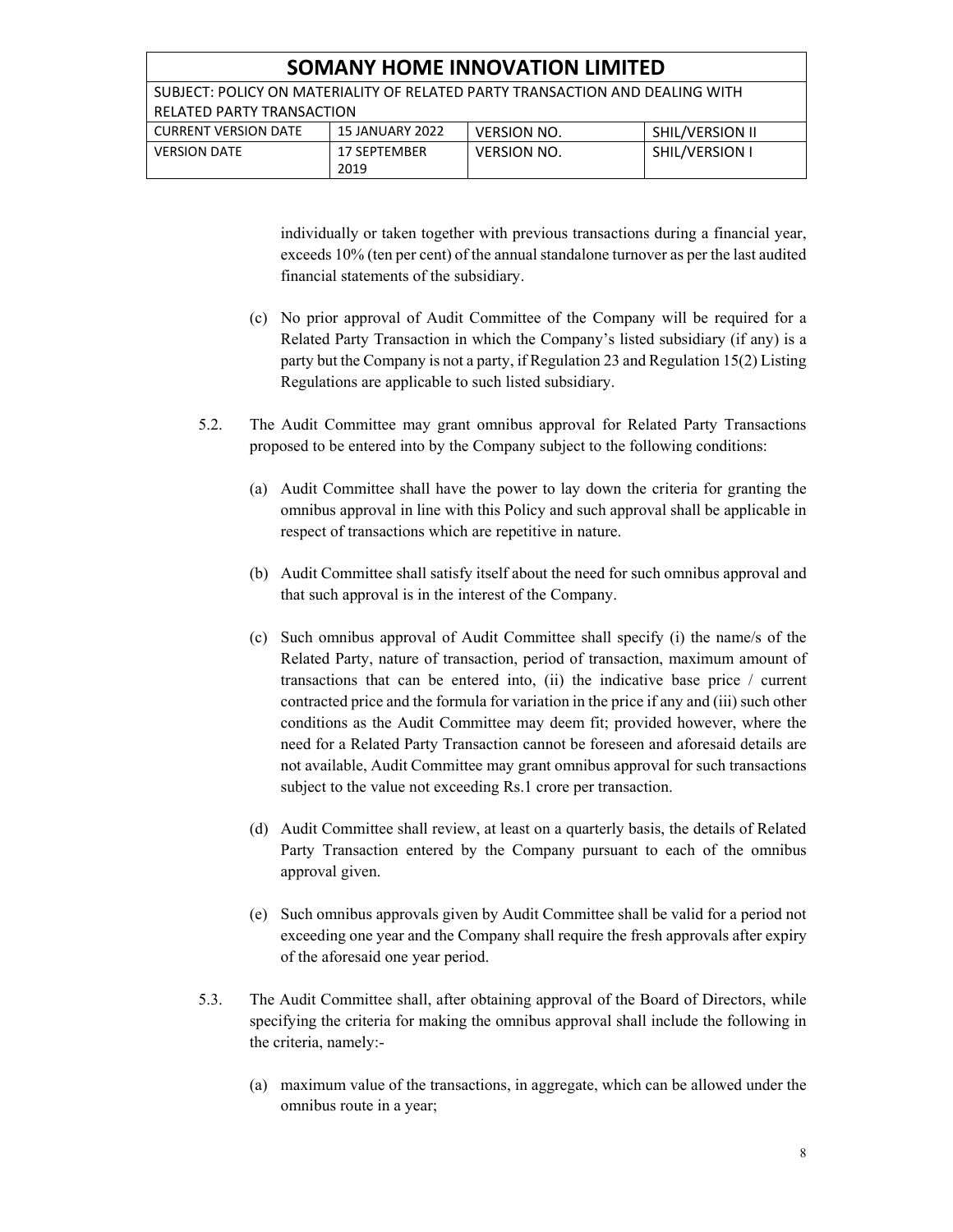individually or taken together with previous transactions during a financial year, exceeds 10% (ten per cent) of the annual standalone turnover as per the last audited financial statements of the subsidiary.

(c) No prior approval of Audit Committee of the Company will be required for a Related Party Transaction in which the Company's listed subsidiary (if any) is a party but the Company is not a party, if Regulation 23 and Regulation 15(2) Listing Regulations are applicable to such listed subsidiary.

5.2. The Audit Committee may grant omnibus approval for Related Party Transactions proposed to be entered into by the Company subject to the following conditions:

(a) Audit Committee shall have the power to lay down the criteria for granting the omnibus approval in line with this Policy and such approval shall be applicable in respect of transactions which are repetitive in nature.

(b) Audit Committee shall satisfy itself about the need for such omnibus approval and that such approval is in the interest of the Company.

(c) Such omnibus approval of Audit Committee shall specify (i) the name/s of the Related Party, nature of transaction, period of transaction, maximum amount of transactions that can be entered into, (ii) the indicative base price / current contracted price and the formula for variation in the price if any and (iii) such other conditions as the Audit Committee may deem fit; provided however, where the need for a Related Party Transaction cannot be foreseen and aforesaid details are not available, Audit Committee may grant omnibus approval for such transactions subject to the value not exceeding Rs.1 crore per transaction.

(d) Audit Committee shall review, at least on a quarterly basis, the details of Related Party Transaction entered by the Company pursuant to each of the omnibus approval given.

(e) Such omnibus approvals given by Audit Committee shall be valid for a period not exceeding one year and the Company shall require the fresh approvals after expiry of the aforesaid one year period.

5.3. The Audit Committee shall, after obtaining approval of the Board of Directors, while specifying the criteria for making the omnibus approval shall include the following in the criteria, namely:-

(a) maximum value of the transactions, in aggregate, which can be allowed under the omnibus route in a year;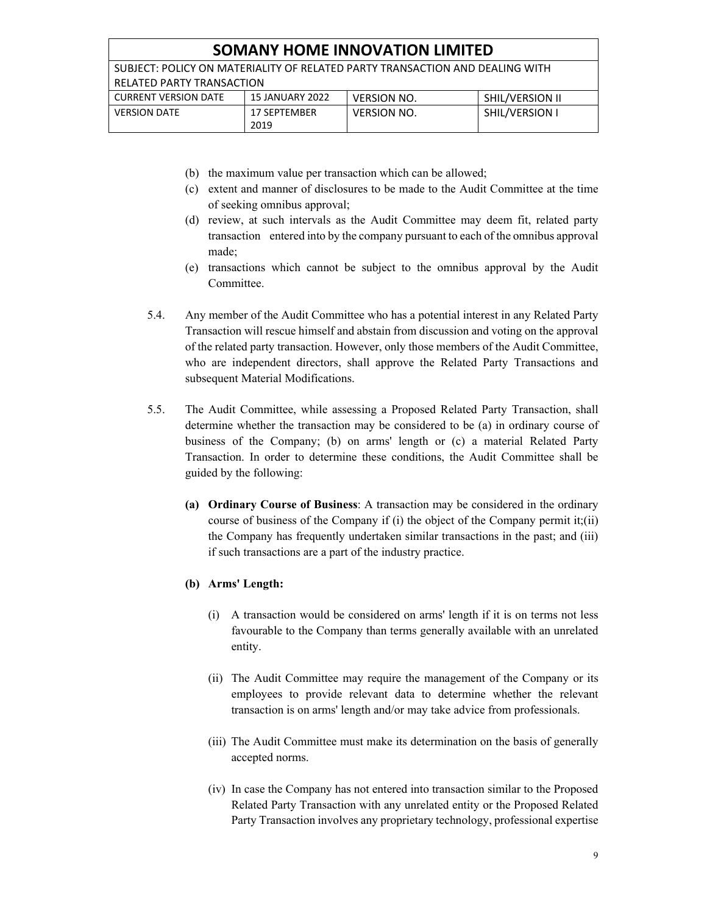(b) the maximum value per transaction which can be allowed;

(c) extent and manner of disclosures to be made to the Audit Committee at the time of seeking omnibus approval;

(d) review, at such intervals as the Audit Committee may deem fit, related party transaction entered into by the company pursuant to each of the omnibus approval made;

(e) transactions which cannot be subject to the omnibus approval by the Audit Committee.

5.4. Any member of the Audit Committee who has a potential interest in any Related Party Transaction will rescue himself and abstain from discussion and voting on the approval of the related party transaction. However, only those members of the Audit Committee, who are independent directors, shall approve the Related Party Transactions and subsequent Material Modifications.

5.5. The Audit Committee, while assessing a Proposed Related Party Transaction, shall determine whether the transaction may be considered to be (a) in ordinary course of business of the Company; (b) on arms' length or (c) a material Related Party Transaction. In order to determine these conditions, the Audit Committee shall be guided by the following:

**(a) Ordinary Course of Business**: A transaction may be considered in the ordinary course of business of the Company if (i) the object of the Company permit it;(ii) the Company has frequently undertaken similar transactions in the past; and (iii) if such transactions are a part of the industry practice.

**(b) Arms' Length:**

(i) A transaction would be considered on arms' length if it is on terms not less favourable to the Company than terms generally available with an unrelated entity.

(ii) The Audit Committee may require the management of the Company or its employees to provide relevant data to determine whether the relevant transaction is on arms' length and/or may take advice from professionals.

(iii) The Audit Committee must make its determination on the basis of generally accepted norms.

(iv) In case the Company has not entered into transaction similar to the Proposed Related Party Transaction with any unrelated entity or the Proposed Related Party Transaction involves any proprietary technology, professional expertise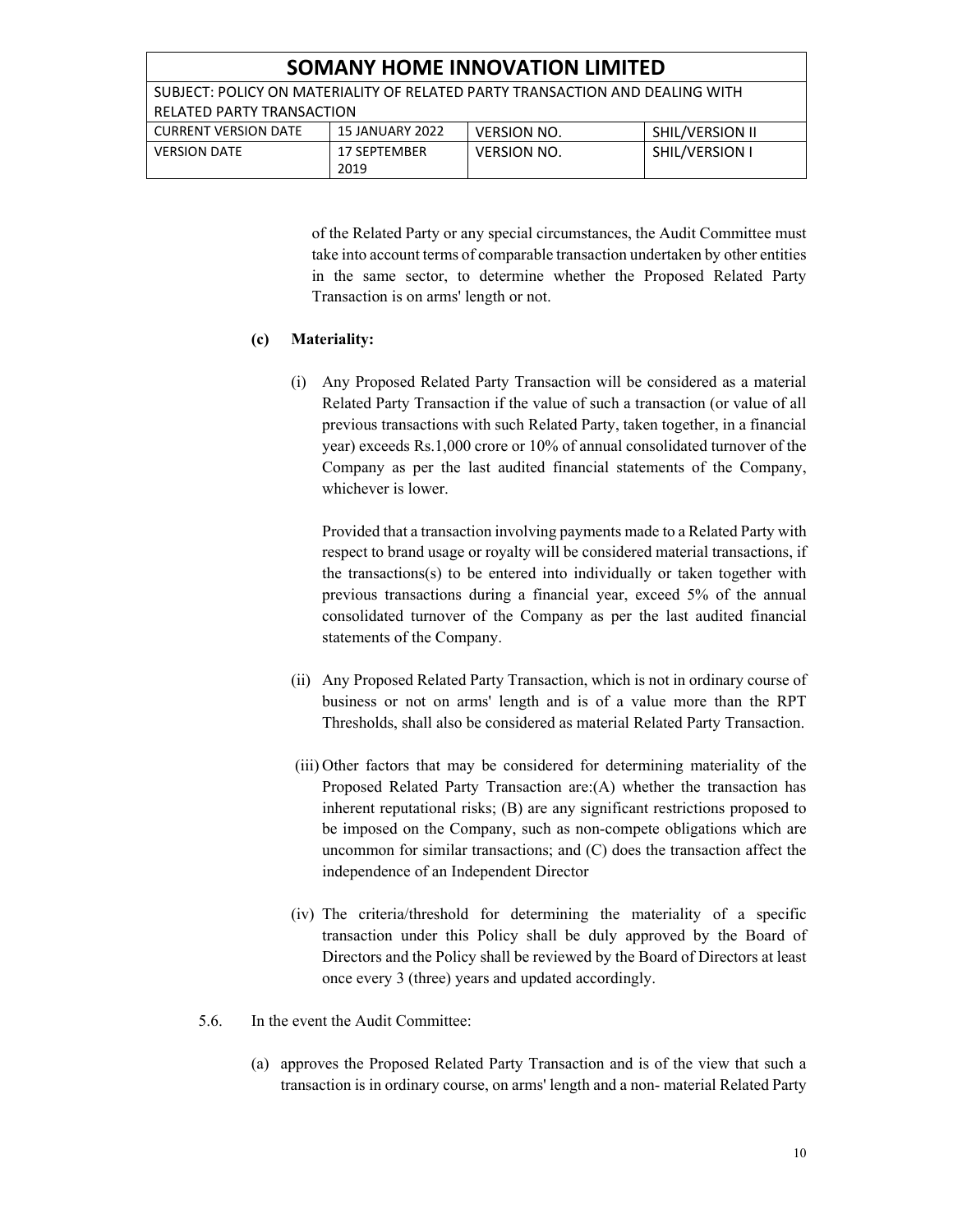of the Related Party or any special circumstances, the Audit Committee must take into account terms of comparable transaction undertaken by other entities in the same sector, to determine whether the Proposed Related Party Transaction is on arms' length or not.

**(c) Materiality:**

(i) Any Proposed Related Party Transaction will be considered as a material Related Party Transaction if the value of such a transaction (or value of all previous transactions with such Related Party, taken together, in a financial year) exceeds Rs.1,000 crore or 10% of annual consolidated turnover of the Company as per the last audited financial statements of the Company, whichever is lower.

Provided that a transaction involving payments made to a Related Party with respect to brand usage or royalty will be considered material transactions, if the transactions(s) to be entered into individually or taken together with previous transactions during a financial year, exceed 5% of the annual consolidated turnover of the Company as per the last audited financial statements of the Company.

(ii) Any Proposed Related Party Transaction, which is not in ordinary course of business or not on arms' length and is of a value more than the RPT Thresholds, shall also be considered as material Related Party Transaction.

(iii) Other factors that may be considered for determining materiality of the Proposed Related Party Transaction are:(A) whether the transaction has inherent reputational risks; (B) are any significant restrictions proposed to be imposed on the Company, such as non-compete obligations which are uncommon for similar transactions; and (C) does the transaction affect the independence of an Independent Director

(iv) The criteria/threshold for determining the materiality of a specific transaction under this Policy shall be duly approved by the Board of Directors and the Policy shall be reviewed by the Board of Directors at least once every 3 (three) years and updated accordingly.

5.6. In the event the Audit Committee:

(a) approves the Proposed Related Party Transaction and is of the view that such a transaction is in ordinary course, on arms' length and a non- material Related Party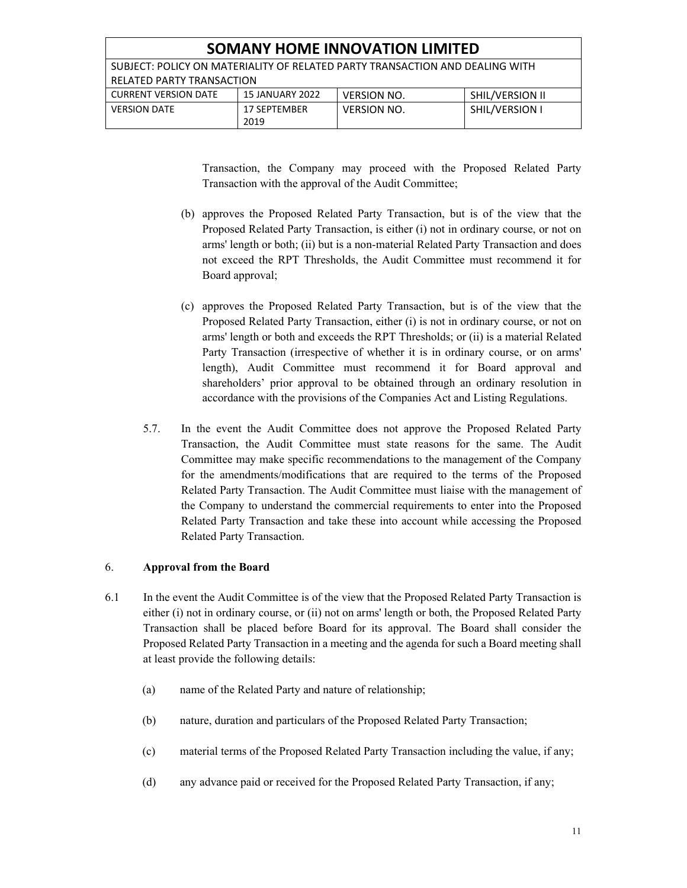Transaction, the Company may proceed with the Proposed Related Party Transaction with the approval of the Audit Committee;

(b) approves the Proposed Related Party Transaction, but is of the view that the Proposed Related Party Transaction, is either (i) not in ordinary course, or not on arms' length or both; (ii) but is a non-material Related Party Transaction and does not exceed the RPT Thresholds, the Audit Committee must recommend it for Board approval;

(c) approves the Proposed Related Party Transaction, but is of the view that the Proposed Related Party Transaction, either (i) is not in ordinary course, or not on arms' length or both and exceeds the RPT Thresholds; or (ii) is a material Related Party Transaction (irrespective of whether it is in ordinary course, or on arms' length), Audit Committee must recommend it for Board approval and shareholders' prior approval to be obtained through an ordinary resolution in accordance with the provisions of the Companies Act and Listing Regulations.

5.7. In the event the Audit Committee does not approve the Proposed Related Party Transaction, the Audit Committee must state reasons for the same. The Audit Committee may make specific recommendations to the management of the Company for the amendments/modifications that are required to the terms of the Proposed Related Party Transaction. The Audit Committee must liaise with the management of the Company to understand the commercial requirements to enter into the Proposed Related Party Transaction and take these into account while accessing the Proposed Related Party Transaction.

## 6. Approval from the Board

6.1 In the event the Audit Committee is of the view that the Proposed Related Party Transaction is either (i) not in ordinary course, or (ii) not on arms' length or both, the Proposed Related Party Transaction shall be placed before Board for its approval. The Board shall consider the Proposed Related Party Transaction in a meeting and the agenda for such a Board meeting shall at least provide the following details:

(a) name of the Related Party and nature of relationship;

(b) nature, duration and particulars of the Proposed Related Party Transaction;

(c) material terms of the Proposed Related Party Transaction including the value, if any;

(d) any advance paid or received for the Proposed Related Party Transaction, if any;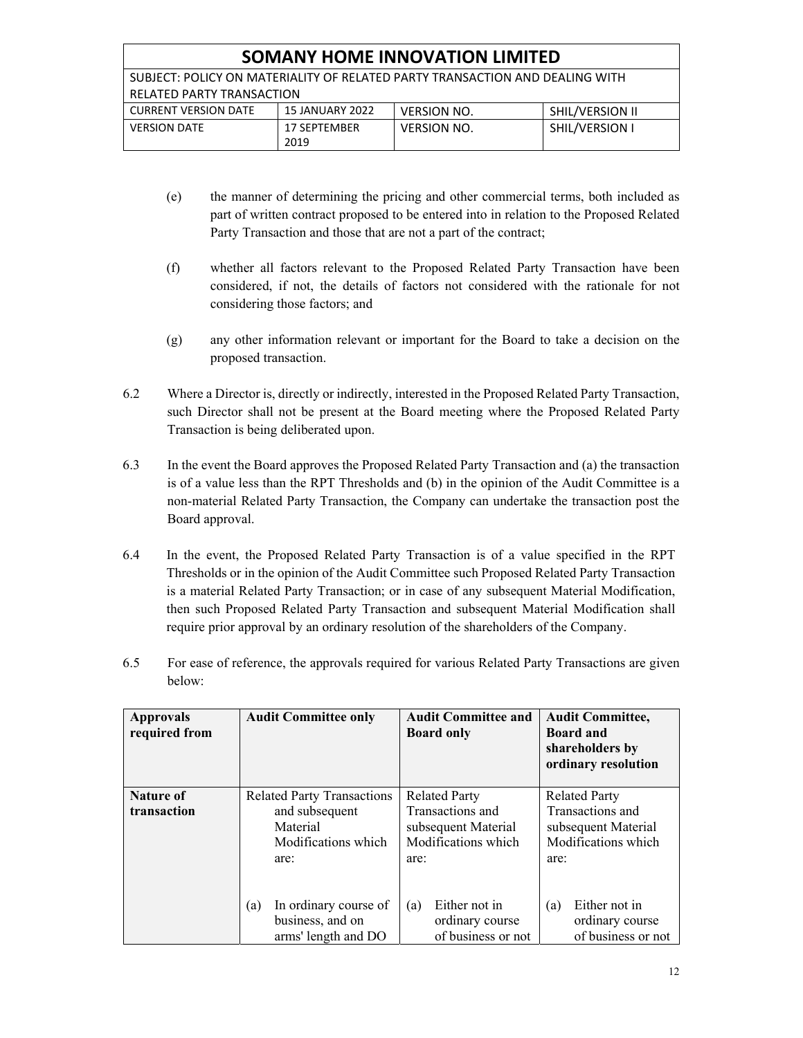(e) the manner of determining the pricing and other commercial terms, both included as part of written contract proposed to be entered into in relation to the Proposed Related Party Transaction and those that are not a part of the contract;

(f) whether all factors relevant to the Proposed Related Party Transaction have been considered, if not, the details of factors not considered with the rationale for not considering those factors; and

(g) any other information relevant or important for the Board to take a decision on the proposed transaction.

6.2 Where a Director is, directly or indirectly, interested in the Proposed Related Party Transaction, such Director shall not be present at the Board meeting where the Proposed Related Party Transaction is being deliberated upon.

6.3 In the event the Board approves the Proposed Related Party Transaction and (a) the transaction is of a value less than the RPT Thresholds and (b) in the opinion of the Audit Committee is a non-material Related Party Transaction, the Company can undertake the transaction post the Board approval.

6.4 In the event, the Proposed Related Party Transaction is of a value specified in the RPT Thresholds or in the opinion of the Audit Committee such Proposed Related Party Transaction is a material Related Party Transaction; or in case of any subsequent Material Modification, then such Proposed Related Party Transaction and subsequent Material Modification shall require prior approval by an ordinary resolution of the shareholders of the Company.

6.5 For ease of reference, the approvals required for various Related Party Transactions are given below:

| **Approvals required from** | **Audit Committee only** | **Audit Committee and Board only** | **Audit Committee, Board and shareholders by ordinary resolution** |
|---|---|---|---|
| **Nature of transaction** | Related Party Transactions and subsequent Material Modifications which are:<br><br>(a) In ordinary course of business, and on arms' length and DO | Related Party Transactions and subsequent Material Modifications which are:<br><br>(a) Either not in ordinary course of business or not | Related Party Transactions and subsequent Material Modifications which are:<br><br>(a) Either not in ordinary course of business or not |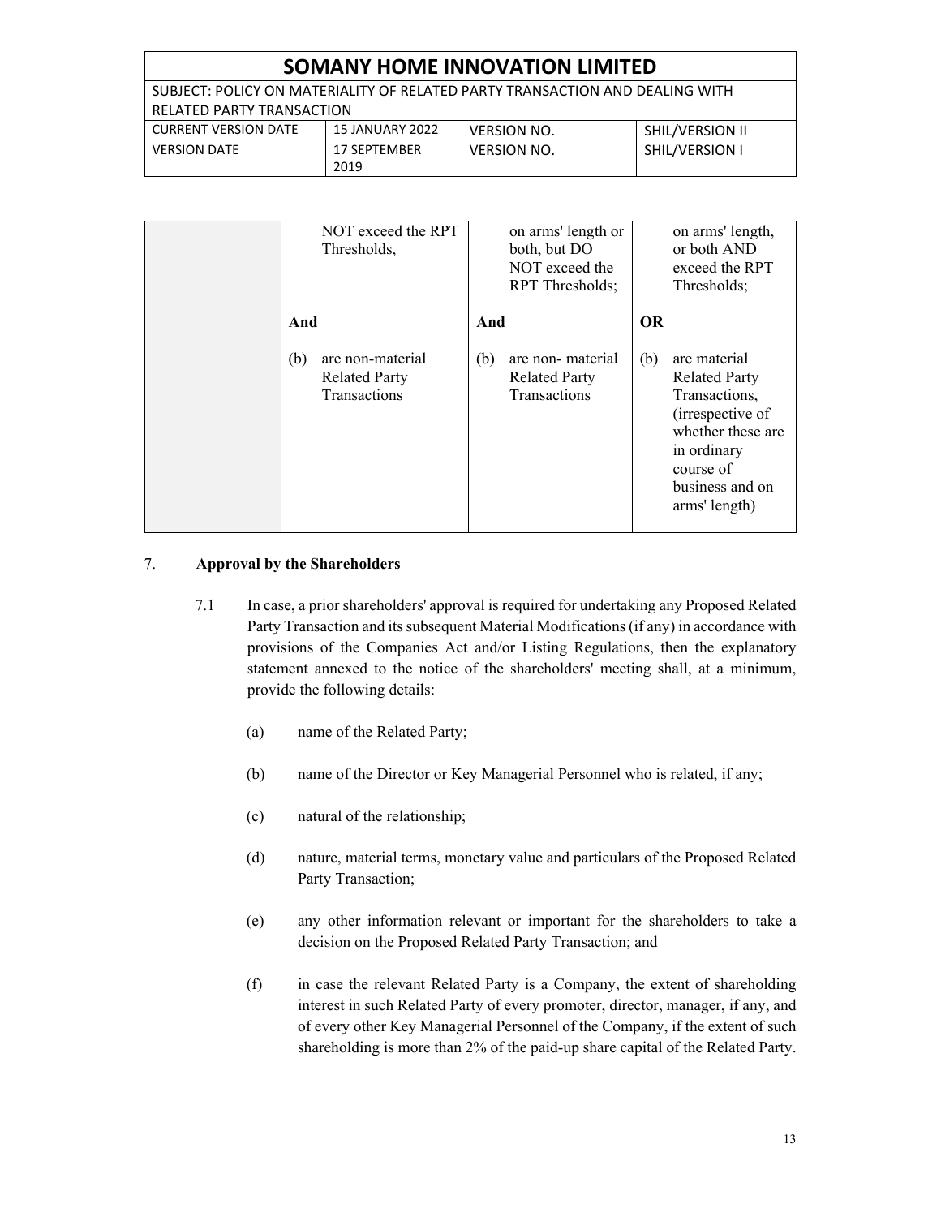| | | | |
|---|---|---|---|
| | NOT exceed the RPT Thresholds,<br><br>**And**<br><br>(b) are non-material Related Party Transactions | on arms' length or both, but DO NOT exceed the RPT Thresholds;<br><br>**And**<br><br>(b) are non- material Related Party Transactions | on arms' length, or both AND exceed the RPT Thresholds;<br><br>**OR**<br><br>(b) are material Related Party Transactions, (irrespective of whether these are in ordinary course of business and on arms' length) |

7. **Approval by the Shareholders**

7.1 In case, a prior shareholders' approval is required for undertaking any Proposed Related Party Transaction and its subsequent Material Modifications (if any) in accordance with provisions of the Companies Act and/or Listing Regulations, then the explanatory statement annexed to the notice of the shareholders' meeting shall, at a minimum, provide the following details:

(a) name of the Related Party;

(b) name of the Director or Key Managerial Personnel who is related, if any;

(c) natural of the relationship;

(d) nature, material terms, monetary value and particulars of the Proposed Related Party Transaction;

(e) any other information relevant or important for the shareholders to take a decision on the Proposed Related Party Transaction; and

(f) in case the relevant Related Party is a Company, the extent of shareholding interest in such Related Party of every promoter, director, manager, if any, and of every other Key Managerial Personnel of the Company, if the extent of such shareholding is more than 2% of the paid-up share capital of the Related Party.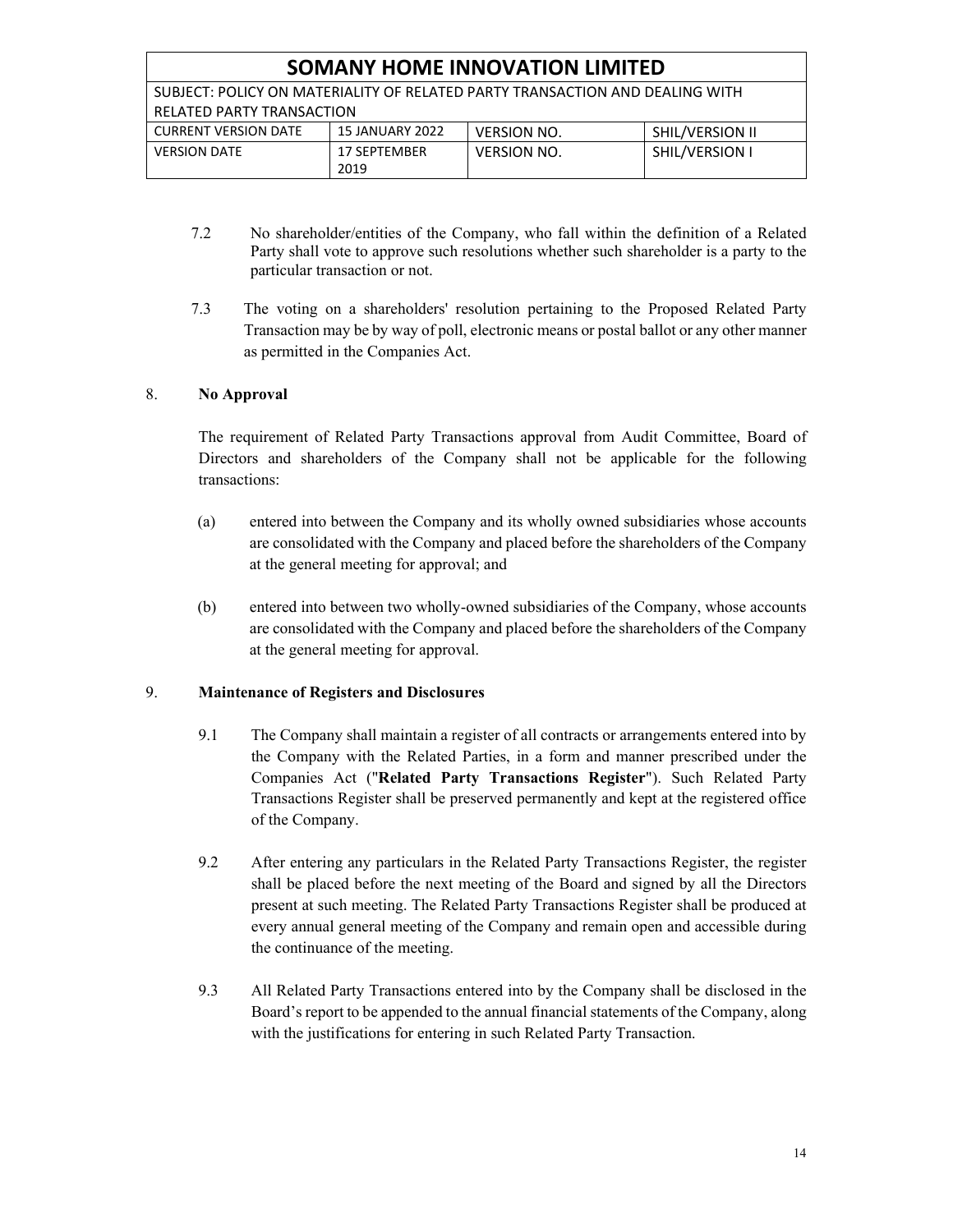7.2 No shareholder/entities of the Company, who fall within the definition of a Related Party shall vote to approve such resolutions whether such shareholder is a party to the particular transaction or not.

7.3 The voting on a shareholders' resolution pertaining to the Proposed Related Party Transaction may be by way of poll, electronic means or postal ballot or any other manner as permitted in the Companies Act.

## 8. No Approval

The requirement of Related Party Transactions approval from Audit Committee, Board of Directors and shareholders of the Company shall not be applicable for the following transactions:

(a) entered into between the Company and its wholly owned subsidiaries whose accounts are consolidated with the Company and placed before the shareholders of the Company at the general meeting for approval; and

(b) entered into between two wholly-owned subsidiaries of the Company, whose accounts are consolidated with the Company and placed before the shareholders of the Company at the general meeting for approval.

## 9. Maintenance of Registers and Disclosures

9.1 The Company shall maintain a register of all contracts or arrangements entered into by the Company with the Related Parties, in a form and manner prescribed under the Companies Act ("**Related Party Transactions Register**"). Such Related Party Transactions Register shall be preserved permanently and kept at the registered office of the Company.

9.2 After entering any particulars in the Related Party Transactions Register, the register shall be placed before the next meeting of the Board and signed by all the Directors present at such meeting. The Related Party Transactions Register shall be produced at every annual general meeting of the Company and remain open and accessible during the continuance of the meeting.

9.3 All Related Party Transactions entered into by the Company shall be disclosed in the Board's report to be appended to the annual financial statements of the Company, along with the justifications for entering in such Related Party Transaction.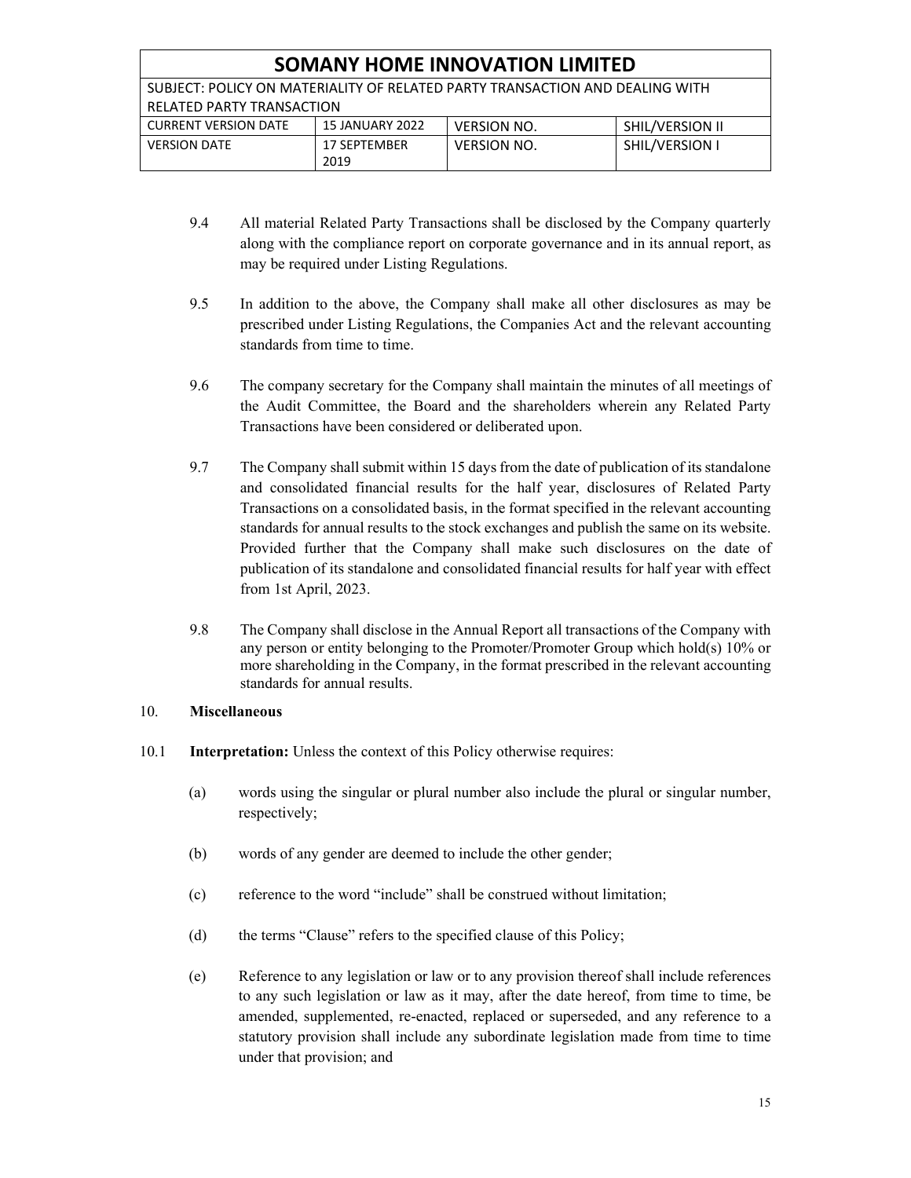9.4 All material Related Party Transactions shall be disclosed by the Company quarterly along with the compliance report on corporate governance and in its annual report, as may be required under Listing Regulations.

9.5 In addition to the above, the Company shall make all other disclosures as may be prescribed under Listing Regulations, the Companies Act and the relevant accounting standards from time to time.

9.6 The company secretary for the Company shall maintain the minutes of all meetings of the Audit Committee, the Board and the shareholders wherein any Related Party Transactions have been considered or deliberated upon.

9.7 The Company shall submit within 15 days from the date of publication of its standalone and consolidated financial results for the half year, disclosures of Related Party Transactions on a consolidated basis, in the format specified in the relevant accounting standards for annual results to the stock exchanges and publish the same on its website. Provided further that the Company shall make such disclosures on the date of publication of its standalone and consolidated financial results for half year with effect from 1st April, 2023.

9.8 The Company shall disclose in the Annual Report all transactions of the Company with any person or entity belonging to the Promoter/Promoter Group which hold(s) 10% or more shareholding in the Company, in the format prescribed in the relevant accounting standards for annual results.

## 10. Miscellaneous

10.1 **Interpretation:** Unless the context of this Policy otherwise requires:

(a) words using the singular or plural number also include the plural or singular number, respectively;

(b) words of any gender are deemed to include the other gender;

(c) reference to the word "include" shall be construed without limitation;

(d) the terms "Clause" refers to the specified clause of this Policy;

(e) Reference to any legislation or law or to any provision thereof shall include references to any such legislation or law as it may, after the date hereof, from time to time, be amended, supplemented, re-enacted, replaced or superseded, and any reference to a statutory provision shall include any subordinate legislation made from time to time under that provision; and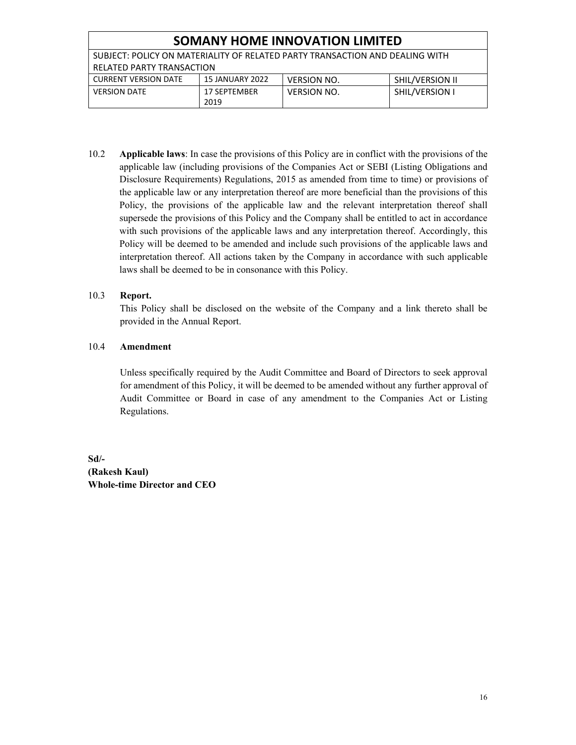10.2 **Applicable laws**: In case the provisions of this Policy are in conflict with the provisions of the applicable law (including provisions of the Companies Act or SEBI (Listing Obligations and Disclosure Requirements) Regulations, 2015 as amended from time to time) or provisions of the applicable law or any interpretation thereof are more beneficial than the provisions of this Policy, the provisions of the applicable law and the relevant interpretation thereof shall supersede the provisions of this Policy and the Company shall be entitled to act in accordance with such provisions of the applicable laws and any interpretation thereof. Accordingly, this Policy will be deemed to be amended and include such provisions of the applicable laws and interpretation thereof. All actions taken by the Company in accordance with such applicable laws shall be deemed to be in consonance with this Policy.

10.3 **Report.**

This Policy shall be disclosed on the website of the Company and a link thereto shall be provided in the Annual Report.

10.4 **Amendment**

Unless specifically required by the Audit Committee and Board of Directors to seek approval for amendment of this Policy, it will be deemed to be amended without any further approval of Audit Committee or Board in case of any amendment to the Companies Act or Listing Regulations.

**Sd/-**
**(Rakesh Kaul)**
**Whole-time Director and CEO**